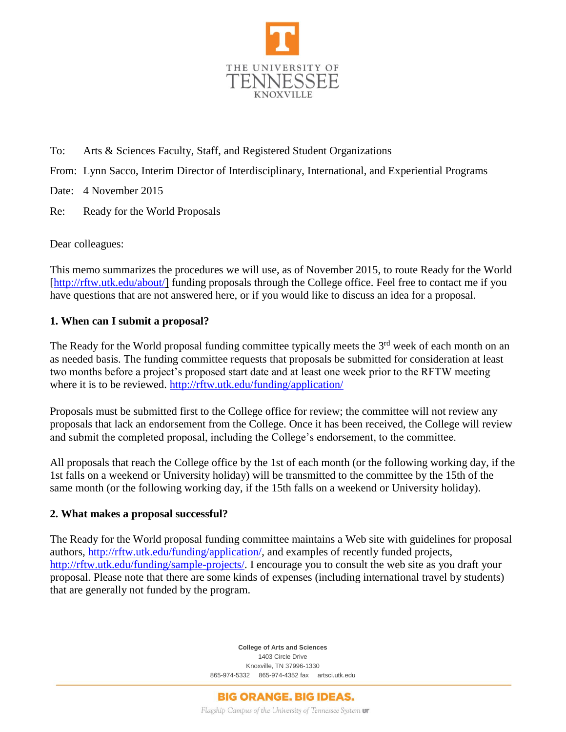THE UNIVERSITY OF TENNESSEE KNOXVILLE

To: Arts & Sciences Faculty, Staff, and Registered Student Organizations

From: Lynn Sacco, Interim Director of Interdisciplinary, International, and Experiential Programs

Date: 4 November 2015

Re: Ready for the World Proposals

Dear colleagues:

This memo summarizes the procedures we will use, as of November 2015, to route Ready for the World [http://rftw.utk.edu/about/] funding proposals through the College office. Feel free to contact me if you have questions that are not answered here, or if you would like to discuss an idea for a proposal.

## 1. When can I submit a proposal?

The Ready for the World proposal funding committee typically meets the 3rd week of each month on an as needed basis. The funding committee requests that proposals be submitted for consideration at least two months before a project's proposed start date and at least one week prior to the RFTW meeting where it is to be reviewed. http://rftw.utk.edu/funding/application/

Proposals must be submitted first to the College office for review; the committee will not review any proposals that lack an endorsement from the College. Once it has been received, the College will review and submit the completed proposal, including the College's endorsement, to the committee.

All proposals that reach the College office by the 1st of each month (or the following working day, if the 1st falls on a weekend or University holiday) will be transmitted to the committee by the 15th of the same month (or the following working day, if the 15th falls on a weekend or University holiday).

## 2. What makes a proposal successful?

The Ready for the World proposal funding committee maintains a Web site with guidelines for proposal authors, http://rftw.utk.edu/funding/application/, and examples of recently funded projects, http://rftw.utk.edu/funding/sample-projects/. I encourage you to consult the web site as you draft your proposal. Please note that there are some kinds of expenses (including international travel by students) that are generally not funded by the program.

**College of Arts and Sciences**
1403 Circle Drive
Knoxville, TN 37996-1330
865-974-5332 865-974-4352 fax artsci.utk.edu

BIG ORANGE. BIG IDEAS.

*Flagship Campus of the University of Tennessee System*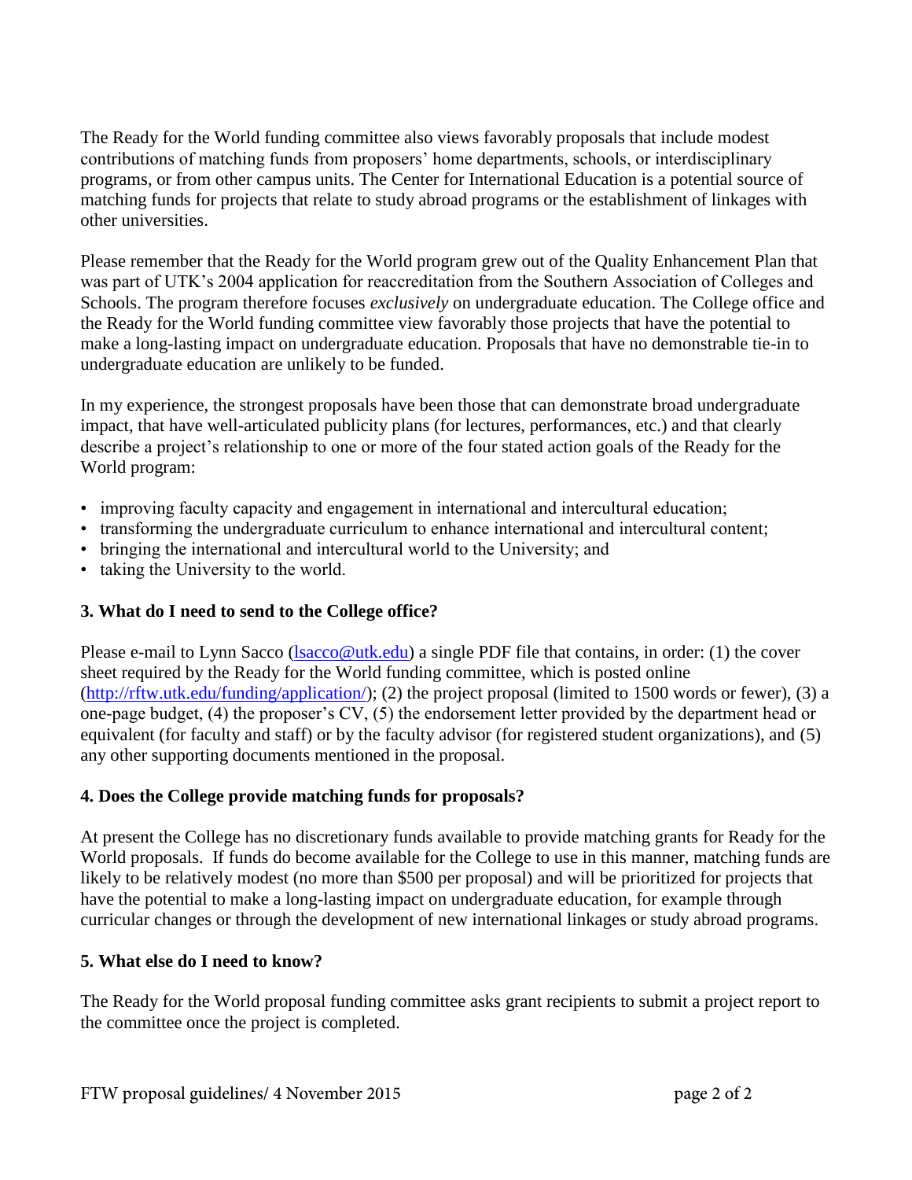The Ready for the World funding committee also views favorably proposals that include modest contributions of matching funds from proposers' home departments, schools, or interdisciplinary programs, or from other campus units. The Center for International Education is a potential source of matching funds for projects that relate to study abroad programs or the establishment of linkages with other universities.

Please remember that the Ready for the World program grew out of the Quality Enhancement Plan that was part of UTK's 2004 application for reaccreditation from the Southern Association of Colleges and Schools. The program therefore focuses *exclusively* on undergraduate education. The College office and the Ready for the World funding committee view favorably those projects that have the potential to make a long-lasting impact on undergraduate education. Proposals that have no demonstrable tie-in to undergraduate education are unlikely to be funded.

In my experience, the strongest proposals have been those that can demonstrate broad undergraduate impact, that have well-articulated publicity plans (for lectures, performances, etc.) and that clearly describe a project's relationship to one or more of the four stated action goals of the Ready for the World program:

- improving faculty capacity and engagement in international and intercultural education;
- transforming the undergraduate curriculum to enhance international and intercultural content;
- bringing the international and intercultural world to the University; and
- taking the University to the world.

### 3. What do I need to send to the College office?

Please e-mail to Lynn Sacco (lsacco@utk.edu) a single PDF file that contains, in order: (1) the cover sheet required by the Ready for the World funding committee, which is posted online (http://rftw.utk.edu/funding/application/); (2) the project proposal (limited to 1500 words or fewer), (3) a one-page budget, (4) the proposer's CV, (5) the endorsement letter provided by the department head or equivalent (for faculty and staff) or by the faculty advisor (for registered student organizations), and (5) any other supporting documents mentioned in the proposal.

### 4. Does the College provide matching funds for proposals?

At present the College has no discretionary funds available to provide matching grants for Ready for the World proposals. If funds do become available for the College to use in this manner, matching funds are likely to be relatively modest (no more than $500 per proposal) and will be prioritized for projects that have the potential to make a long-lasting impact on undergraduate education, for example through curricular changes or through the development of new international linkages or study abroad programs.

### 5. What else do I need to know?

The Ready for the World proposal funding committee asks grant recipients to submit a project report to the committee once the project is completed.